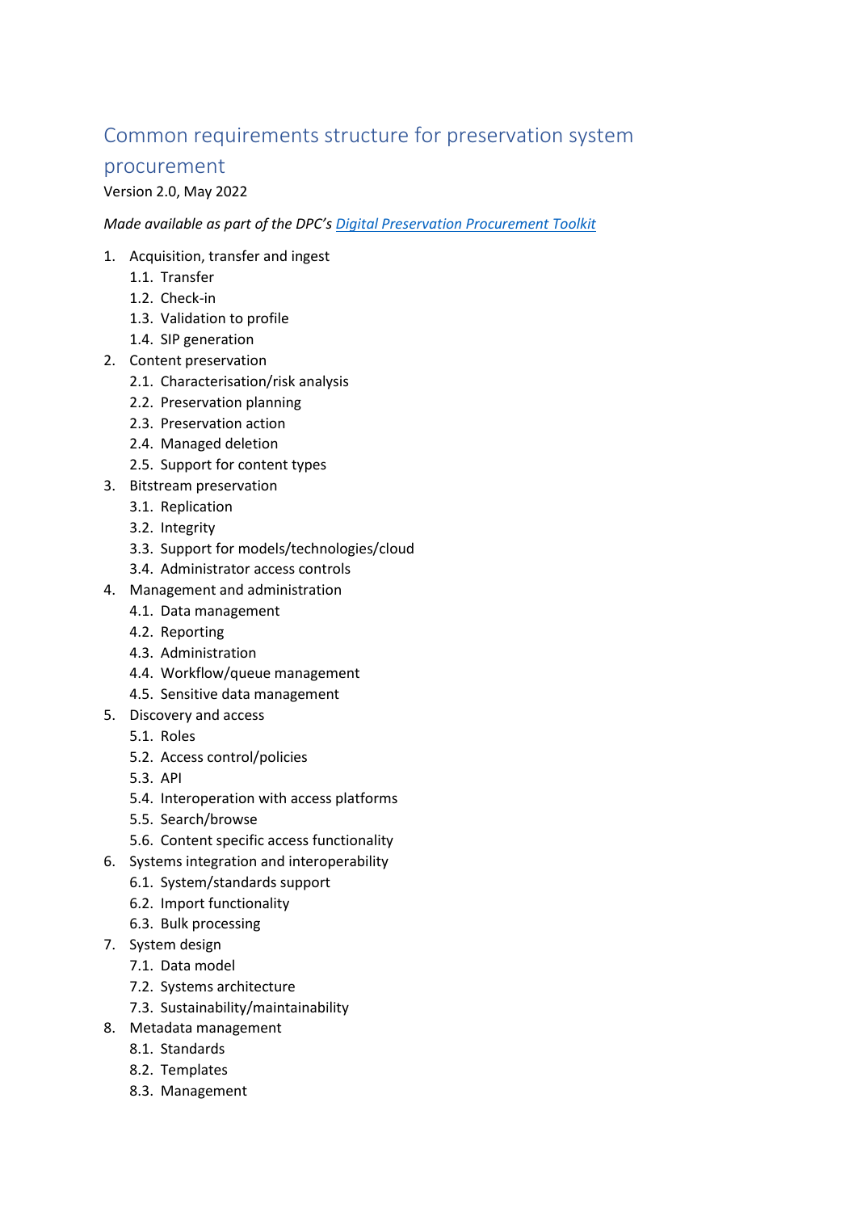# Common requirements structure for preservation system procurement

Version 2.0, May 2022

*Made available as part of the DPC's [Digital Preservation Procurement Toolkit]()*

1. Acquisition, transfer and ingest
   1.1. Transfer
   1.2. Check-in
   1.3. Validation to profile
   1.4. SIP generation
2. Content preservation
   2.1. Characterisation/risk analysis
   2.2. Preservation planning
   2.3. Preservation action
   2.4. Managed deletion
   2.5. Support for content types
3. Bitstream preservation
   3.1. Replication
   3.2. Integrity
   3.3. Support for models/technologies/cloud
   3.4. Administrator access controls
4. Management and administration
   4.1. Data management
   4.2. Reporting
   4.3. Administration
   4.4. Workflow/queue management
   4.5. Sensitive data management
5. Discovery and access
   5.1. Roles
   5.2. Access control/policies
   5.3. API
   5.4. Interoperation with access platforms
   5.5. Search/browse
   5.6. Content specific access functionality
6. Systems integration and interoperability
   6.1. System/standards support
   6.2. Import functionality
   6.3. Bulk processing
7. System design
   7.1. Data model
   7.2. Systems architecture
   7.3. Sustainability/maintainability
8. Metadata management
   8.1. Standards
   8.2. Templates
   8.3. Management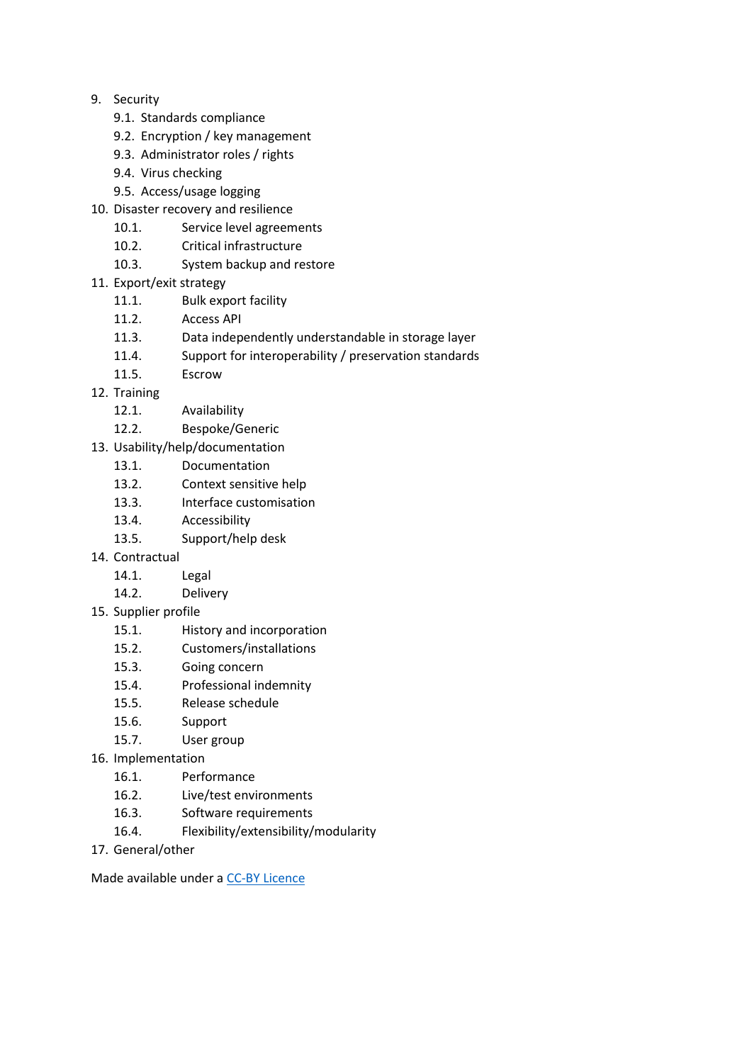9. Security
    9.1. Standards compliance
    9.2. Encryption / key management
    9.3. Administrator roles / rights
    9.4. Virus checking
    9.5. Access/usage logging
10. Disaster recovery and resilience
    10.1. Service level agreements
    10.2. Critical infrastructure
    10.3. System backup and restore
11. Export/exit strategy
    11.1. Bulk export facility
    11.2. Access API
    11.3. Data independently understandable in storage layer
    11.4. Support for interoperability / preservation standards
    11.5. Escrow
12. Training
    12.1. Availability
    12.2. Bespoke/Generic
13. Usability/help/documentation
    13.1. Documentation
    13.2. Context sensitive help
    13.3. Interface customisation
    13.4. Accessibility
    13.5. Support/help desk
14. Contractual
    14.1. Legal
    14.2. Delivery
15. Supplier profile
    15.1. History and incorporation
    15.2. Customers/installations
    15.3. Going concern
    15.4. Professional indemnity
    15.5. Release schedule
    15.6. Support
    15.7. User group
16. Implementation
    16.1. Performance
    16.2. Live/test environments
    16.3. Software requirements
    16.4. Flexibility/extensibility/modularity
17. General/other

Made available under a [CC-BY Licence]()